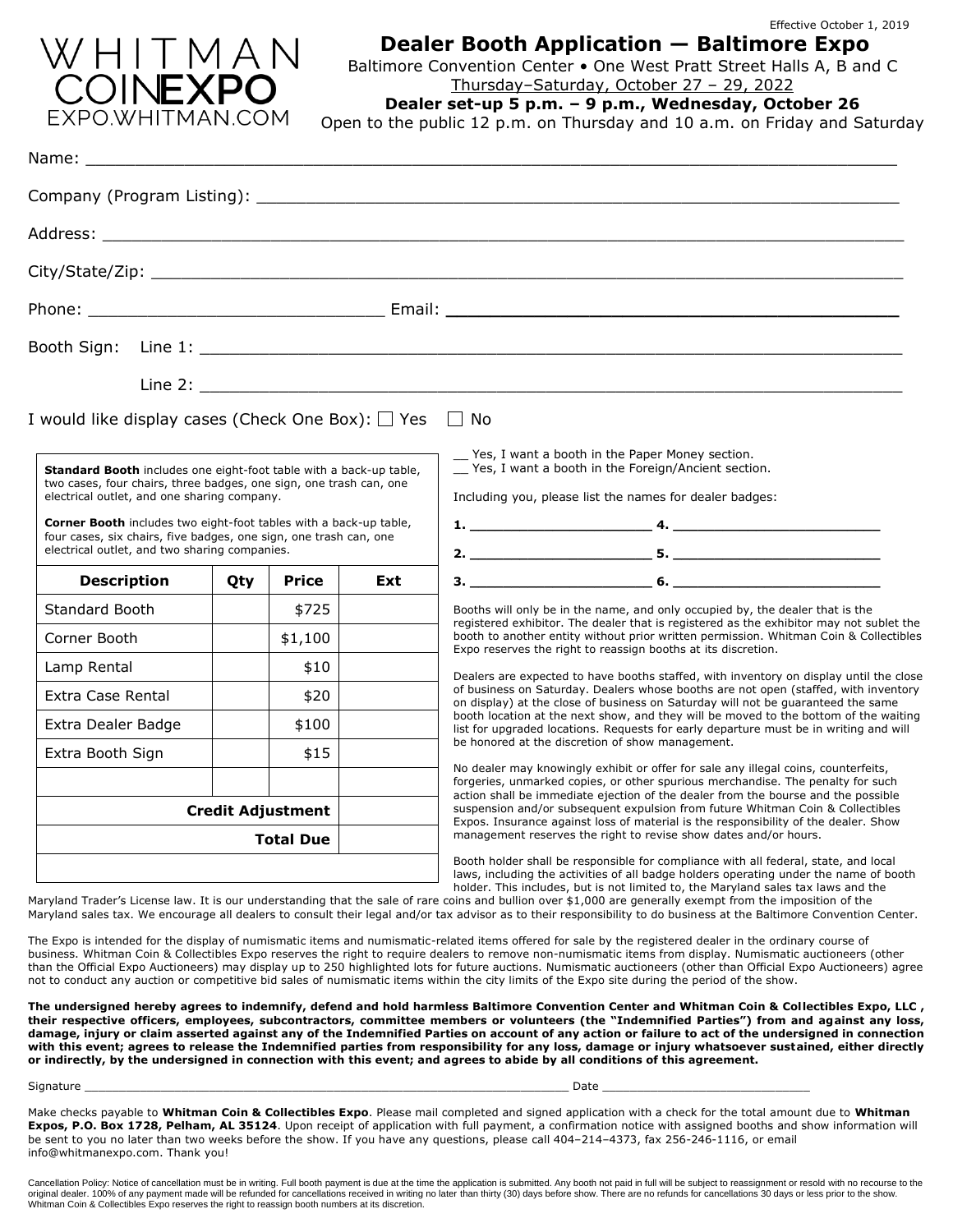Effective October 1, 2019

WHITMAN COINEXPO EXPO.WHITMAN.COM

# Dealer Booth Application — Baltimore Expo

Baltimore Convention Center • One West Pratt Street Halls A, B and C

Thursday–Saturday, October 27 – 29, 2022

**Dealer set-up 5 p.m. – 9 p.m., Wednesday, October 26**

Open to the public 12 p.m. on Thursday and 10 a.m. on Friday and Saturday

Name: ___________________________________________

Company (Program Listing): ___________________________________________

Address: ___________________________________________

City/State/Zip: ___________________________________________

Phone: ______________________________ Email: ______________________________

Booth Sign: Line 1: ___________________________________________

Line 2: ___________________________________________

I would like display cases (Check One Box): ☐ Yes ☐ No

**Standard Booth** includes one eight-foot table with a back-up table, two cases, four chairs, three badges, one sign, one trash can, one electrical outlet, and one sharing company.

**Corner Booth** includes two eight-foot tables with a back-up table, four cases, six chairs, five badges, one sign, one trash can, one electrical outlet, and two sharing companies.

| Description | Qty | Price | Ext |
|---|---|---|---|
| Standard Booth | | $725 | |
| Corner Booth | | $1,100 | |
| Lamp Rental | | $10 | |
| Extra Case Rental | | $20 | |
| Extra Dealer Badge | | $100 | |
| Extra Booth Sign | | $15 | |
| | | | |
| **Credit Adjustment** | | | |
| **Total Due** | | | |

__ Yes, I want a booth in the Paper Money section.
__ Yes, I want a booth in the Foreign/Ancient section.

Including you, please list the names for dealer badges:

**1.** ____________________ **4.** ____________________
**2.** ____________________ **5.** ____________________
**3.** ____________________ **6.** ____________________

Booths will only be in the name, and only occupied by, the dealer that is the registered exhibitor. The dealer that is registered as the exhibitor may not sublet the booth to another entity without prior written permission. Whitman Coin & Collectibles Expo reserves the right to reassign booths at its discretion.

Dealers are expected to have booths staffed, with inventory on display until the close of business on Saturday. Dealers whose booths are not open (staffed, with inventory on display) at the close of business on Saturday will not be guaranteed the same booth location at the next show, and they will be moved to the bottom of the waiting list for upgraded locations. Requests for early departure must be in writing and will be honored at the discretion of show management.

No dealer may knowingly exhibit or offer for sale any illegal coins, counterfeits, forgeries, unmarked copies, or other spurious merchandise. The penalty for such action shall be immediate ejection of the dealer from the bourse and the possible suspension and/or subsequent expulsion from future Whitman Coin & Collectibles Expos. Insurance against loss of material is the responsibility of the dealer. Show management reserves the right to revise show dates and/or hours.

Booth holder shall be responsible for compliance with all federal, state, and local laws, including the activities of all badge holders operating under the name of booth holder. This includes, but is not limited to, the Maryland sales tax laws and the Maryland Trader's License law. It is our understanding that the sale of rare coins and bullion over $1,000 are generally exempt from the imposition of the Maryland sales tax. We encourage all dealers to consult their legal and/or tax advisor as to their responsibility to do business at the Baltimore Convention Center.

The Expo is intended for the display of numismatic items and numismatic-related items offered for sale by the registered dealer in the ordinary course of business. Whitman Coin & Collectibles Expo reserves the right to require dealers to remove non-numismatic items from display. Numismatic auctioneers (other than the Official Expo Auctioneers) may display up to 250 highlighted lots for future auctions. Numismatic auctioneers (other than Official Expo Auctioneers) agree not to conduct any auction or competitive bid sales of numismatic items within the city limits of the Expo site during the period of the show.

**The undersigned hereby agrees to indemnify, defend and hold harmless Baltimore Convention Center and Whitman Coin & Collectibles Expo, LLC , their respective officers, employees, subcontractors, committee members or volunteers (the "Indemnified Parties") from and against any loss, damage, injury or claim asserted against any of the Indemnified Parties on account of any action or failure to act of the undersigned in connection with this event; agrees to release the Indemnified parties from responsibility for any loss, damage or injury whatsoever sustained, either directly or indirectly, by the undersigned in connection with this event; and agrees to abide by all conditions of this agreement.**

Signature ______________________________________ Date ____________________

Make checks payable to **Whitman Coin & Collectibles Expo**. Please mail completed and signed application with a check for the total amount due to **Whitman Expos, P.O. Box 1728, Pelham, AL 35124**. Upon receipt of application with full payment, a confirmation notice with assigned booths and show information will be sent to you no later than two weeks before the show. If you have any questions, please call 404–214–4373, fax 256-246-1116, or email info@whitmanexpo.com. Thank you!

Cancellation Policy: Notice of cancellation must be in writing. Full booth payment is due at the time the application is submitted. Any booth not paid in full will be subject to reassignment or resold with no recourse to the original dealer. 100% of any payment made will be refunded for cancellations received in writing no later than thirty (30) days before show. There are no refunds for cancellations 30 days or less prior to the show. Whitman Coin & Collectibles Expo reserves the right to reassign booth numbers at its discretion.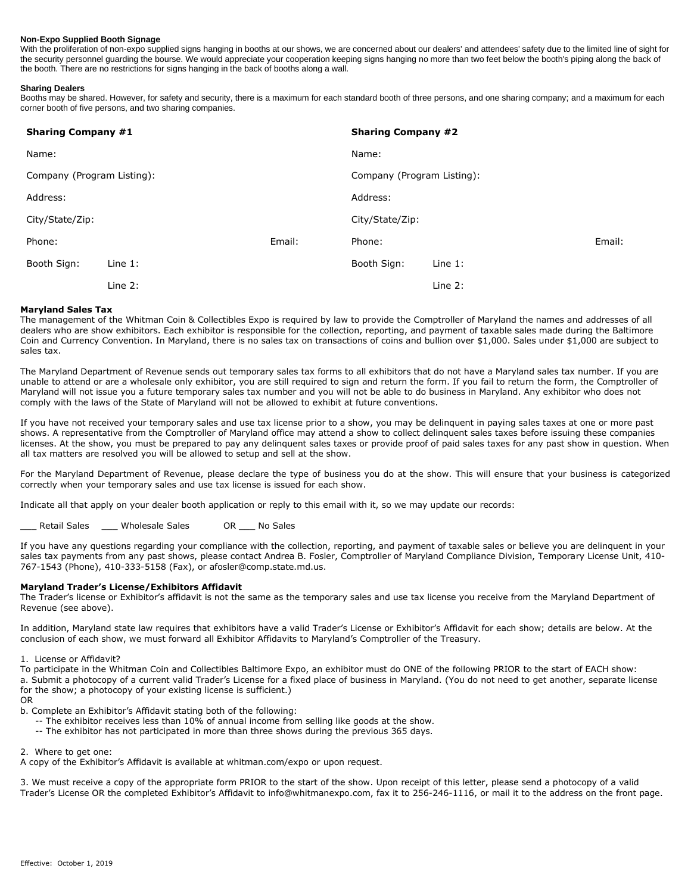**Non-Expo Supplied Booth Signage**
With the proliferation of non-expo supplied signs hanging in booths at our shows, we are concerned about our dealers' and attendees' safety due to the limited line of sight for the security personnel guarding the bourse. We would appreciate your cooperation keeping signs hanging no more than two feet below the booth's piping along the back of the booth. There are no restrictions for signs hanging in the back of booths along a wall.

**Sharing Dealers**
Booths may be shared. However, for safety and security, there is a maximum for each standard booth of three persons, and one sharing company; and a maximum for each corner booth of five persons, and two sharing companies.

| **Sharing Company #1** | | | **Sharing Company #2** | | |
|---|---|---|---|---|---|
| Name: | | | Name: | | |
| Company (Program Listing): | | | Company (Program Listing): | | |
| Address: | | | Address: | | |
| City/State/Zip: | | | City/State/Zip: | | |
| Phone: | | Email: | Phone: | | Email: |
| Booth Sign: | Line 1: | | Booth Sign: | Line 1: | |
| | Line 2: | | | Line 2: | |

**Maryland Sales Tax**
The management of the Whitman Coin & Collectibles Expo is required by law to provide the Comptroller of Maryland the names and addresses of all dealers who are show exhibitors. Each exhibitor is responsible for the collection, reporting, and payment of taxable sales made during the Baltimore Coin and Currency Convention. In Maryland, there is no sales tax on transactions of coins and bullion over $1,000. Sales under $1,000 are subject to sales tax.

The Maryland Department of Revenue sends out temporary sales tax forms to all exhibitors that do not have a Maryland sales tax number. If you are unable to attend or are a wholesale only exhibitor, you are still required to sign and return the form. If you fail to return the form, the Comptroller of Maryland will not issue you a future temporary sales tax number and you will not be able to do business in Maryland. Any exhibitor who does not comply with the laws of the State of Maryland will not be allowed to exhibit at future conventions.

If you have not received your temporary sales and use tax license prior to a show, you may be delinquent in paying sales taxes at one or more past shows. A representative from the Comptroller of Maryland office may attend a show to collect delinquent sales taxes before issuing these companies licenses. At the show, you must be prepared to pay any delinquent sales taxes or provide proof of paid sales taxes for any past show in question. When all tax matters are resolved you will be allowed to setup and sell at the show.

For the Maryland Department of Revenue, please declare the type of business you do at the show. This will ensure that your business is categorized correctly when your temporary sales and use tax license is issued for each show.

Indicate all that apply on your dealer booth application or reply to this email with it, so we may update our records:

___ Retail Sales ___ Wholesale Sales OR ___ No Sales

If you have any questions regarding your compliance with the collection, reporting, and payment of taxable sales or believe you are delinquent in your sales tax payments from any past shows, please contact Andrea B. Fosler, Comptroller of Maryland Compliance Division, Temporary License Unit, 410-767-1543 (Phone), 410-333-5158 (Fax), or afosler@comp.state.md.us.

**Maryland Trader's License/Exhibitors Affidavit**
The Trader's license or Exhibitor's affidavit is not the same as the temporary sales and use tax license you receive from the Maryland Department of Revenue (see above).

In addition, Maryland state law requires that exhibitors have a valid Trader's License or Exhibitor's Affidavit for each show; details are below. At the conclusion of each show, we must forward all Exhibitor Affidavits to Maryland's Comptroller of the Treasury.

1. License or Affidavit?
To participate in the Whitman Coin and Collectibles Baltimore Expo, an exhibitor must do ONE of the following PRIOR to the start of EACH show:
a. Submit a photocopy of a current valid Trader's License for a fixed place of business in Maryland. (You do not need to get another, separate license for the show; a photocopy of your existing license is sufficient.)
OR
b. Complete an Exhibitor's Affidavit stating both of the following:
 -- The exhibitor receives less than 10% of annual income from selling like goods at the show.
 -- The exhibitor has not participated in more than three shows during the previous 365 days.

2. Where to get one:
A copy of the Exhibitor's Affidavit is available at whitman.com/expo or upon request.

3. We must receive a copy of the appropriate form PRIOR to the start of the show. Upon receipt of this letter, please send a photocopy of a valid Trader's License OR the completed Exhibitor's Affidavit to info@whitmanexpo.com, fax it to 256-246-1116, or mail it to the address on the front page.

Effective: October 1, 2019